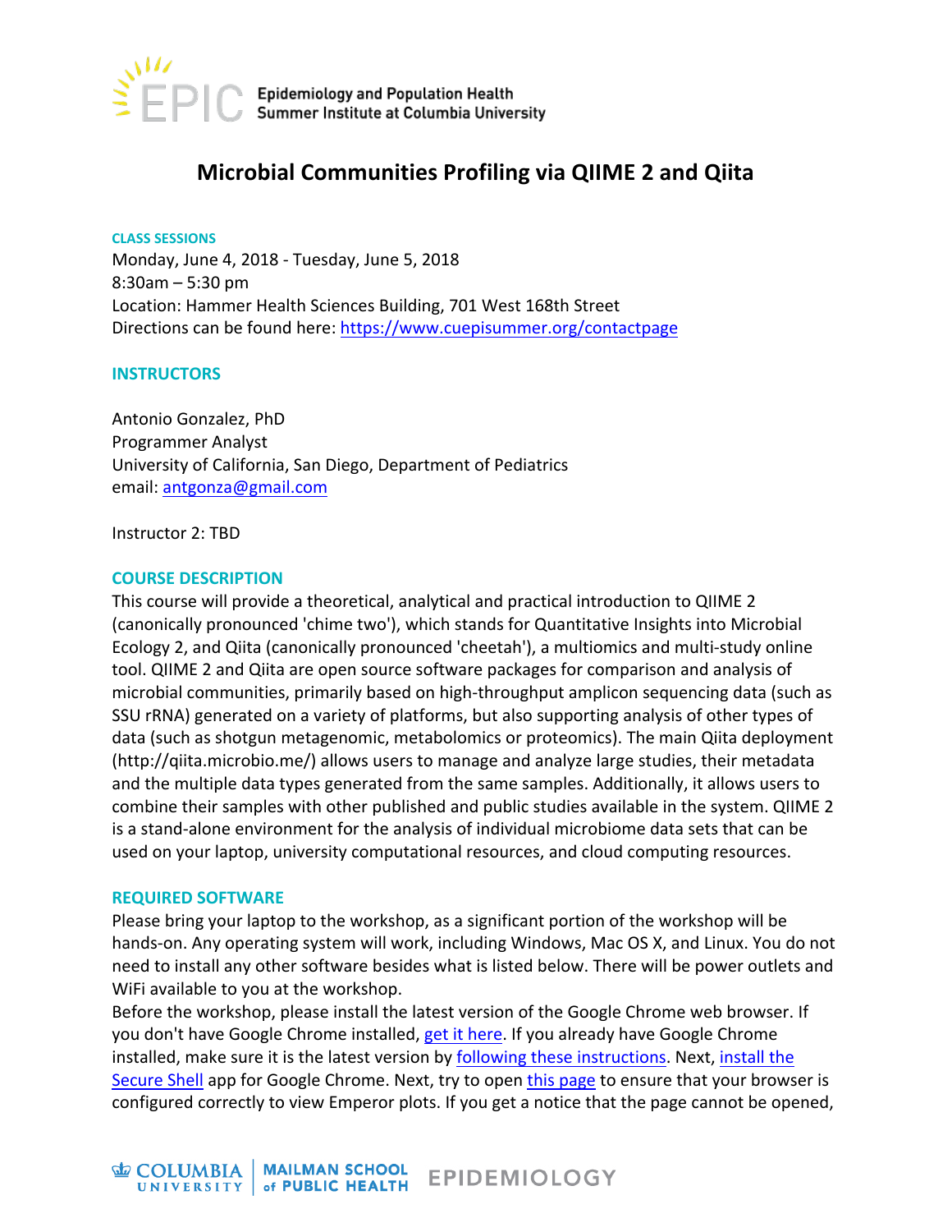# Microbial Communities Profiling via QIIME 2 and Qiita

### CLASS SESSIONS

Monday, June 4, 2018 - Tuesday, June 5, 2018
8:30am – 5:30 pm
Location: Hammer Health Sciences Building, 701 West 168th Street
Directions can be found here: https://www.cuepisummer.org/contactpage

## INSTRUCTORS

Antonio Gonzalez, PhD
Programmer Analyst
University of California, San Diego, Department of Pediatrics
email: antgonza@gmail.com

Instructor 2: TBD

## COURSE DESCRIPTION

This course will provide a theoretical, analytical and practical introduction to QIIME 2 (canonically pronounced 'chime two'), which stands for Quantitative Insights into Microbial Ecology 2, and Qiita (canonically pronounced 'cheetah'), a multiomics and multi-study online tool. QIIME 2 and Qiita are open source software packages for comparison and analysis of microbial communities, primarily based on high-throughput amplicon sequencing data (such as SSU rRNA) generated on a variety of platforms, but also supporting analysis of other types of data (such as shotgun metagenomic, metabolomics or proteomics). The main Qiita deployment (http://qiita.microbio.me/) allows users to manage and analyze large studies, their metadata and the multiple data types generated from the same samples. Additionally, it allows users to combine their samples with other published and public studies available in the system. QIIME 2 is a stand-alone environment for the analysis of individual microbiome data sets that can be used on your laptop, university computational resources, and cloud computing resources.

## REQUIRED SOFTWARE

Please bring your laptop to the workshop, as a significant portion of the workshop will be hands-on. Any operating system will work, including Windows, Mac OS X, and Linux. You do not need to install any other software besides what is listed below. There will be power outlets and WiFi available to you at the workshop.
Before the workshop, please install the latest version of the Google Chrome web browser. If you don't have Google Chrome installed, get it here. If you already have Google Chrome installed, make sure it is the latest version by following these instructions. Next, install the Secure Shell app for Google Chrome. Next, try to open this page to ensure that your browser is configured correctly to view Emperor plots. If you get a notice that the page cannot be opened,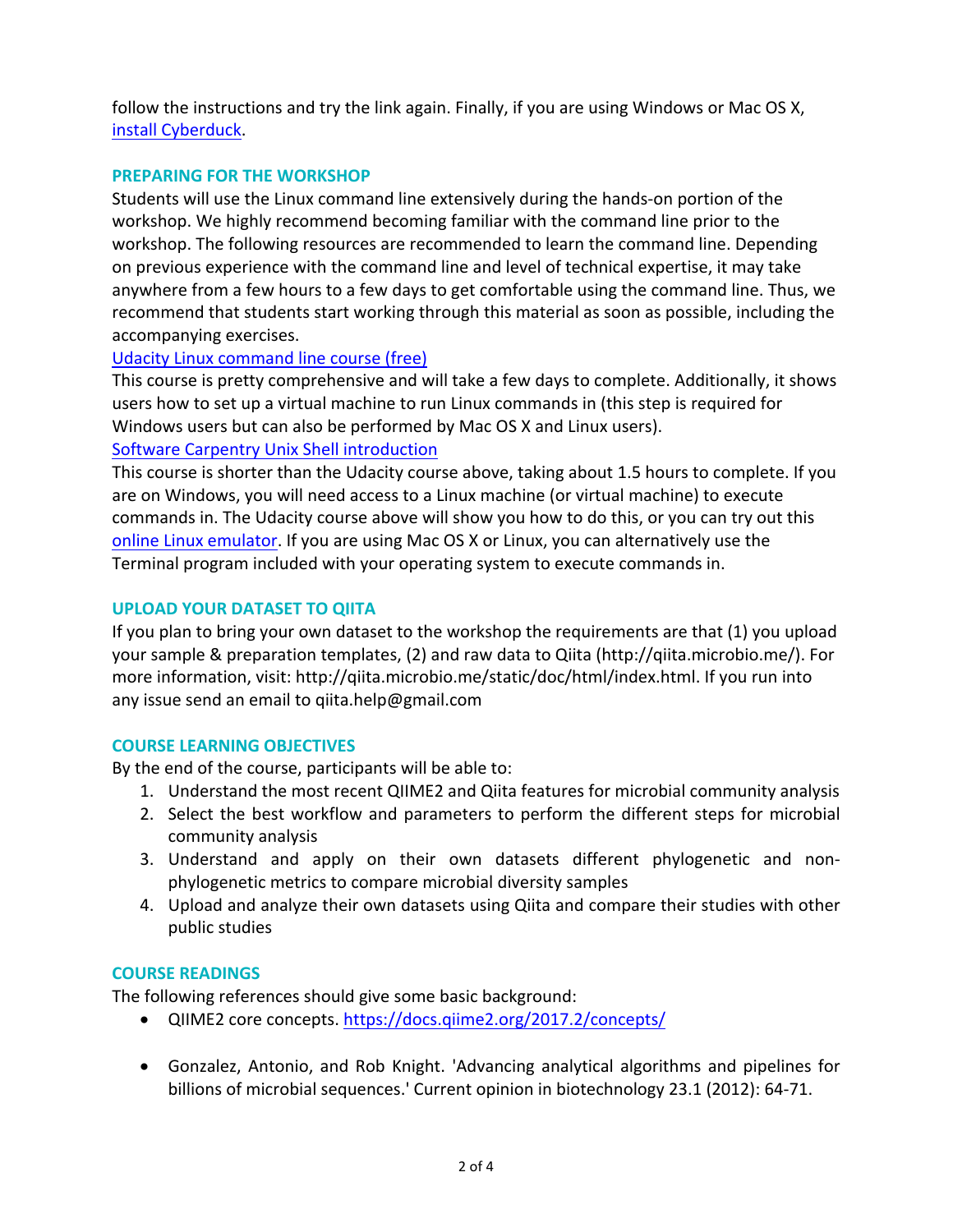follow the instructions and try the link again. Finally, if you are using Windows or Mac OS X, [install Cyberduck](install Cyberduck).

## PREPARING FOR THE WORKSHOP

Students will use the Linux command line extensively during the hands-on portion of the workshop. We highly recommend becoming familiar with the command line prior to the workshop. The following resources are recommended to learn the command line. Depending on previous experience with the command line and level of technical expertise, it may take anywhere from a few hours to a few days to get comfortable using the command line. Thus, we recommend that students start working through this material as soon as possible, including the accompanying exercises.

Udacity Linux command line course (free)

This course is pretty comprehensive and will take a few days to complete. Additionally, it shows users how to set up a virtual machine to run Linux commands in (this step is required for Windows users but can also be performed by Mac OS X and Linux users).

Software Carpentry Unix Shell introduction

This course is shorter than the Udacity course above, taking about 1.5 hours to complete. If you are on Windows, you will need access to a Linux machine (or virtual machine) to execute commands in. The Udacity course above will show you how to do this, or you can try out this online Linux emulator. If you are using Mac OS X or Linux, you can alternatively use the Terminal program included with your operating system to execute commands in.

## UPLOAD YOUR DATASET TO QIITA

If you plan to bring your own dataset to the workshop the requirements are that (1) you upload your sample & preparation templates, (2) and raw data to Qiita (http://qiita.microbio.me/). For more information, visit: http://qiita.microbio.me/static/doc/html/index.html. If you run into any issue send an email to qiita.help@gmail.com

## COURSE LEARNING OBJECTIVES

By the end of the course, participants will be able to:

1. Understand the most recent QIIME2 and Qiita features for microbial community analysis
2. Select the best workflow and parameters to perform the different steps for microbial community analysis
3. Understand and apply on their own datasets different phylogenetic and non-phylogenetic metrics to compare microbial diversity samples
4. Upload and analyze their own datasets using Qiita and compare their studies with other public studies

## COURSE READINGS

The following references should give some basic background:

- QIIME2 core concepts. https://docs.qiime2.org/2017.2/concepts/
- Gonzalez, Antonio, and Rob Knight. 'Advancing analytical algorithms and pipelines for billions of microbial sequences.' Current opinion in biotechnology 23.1 (2012): 64-71.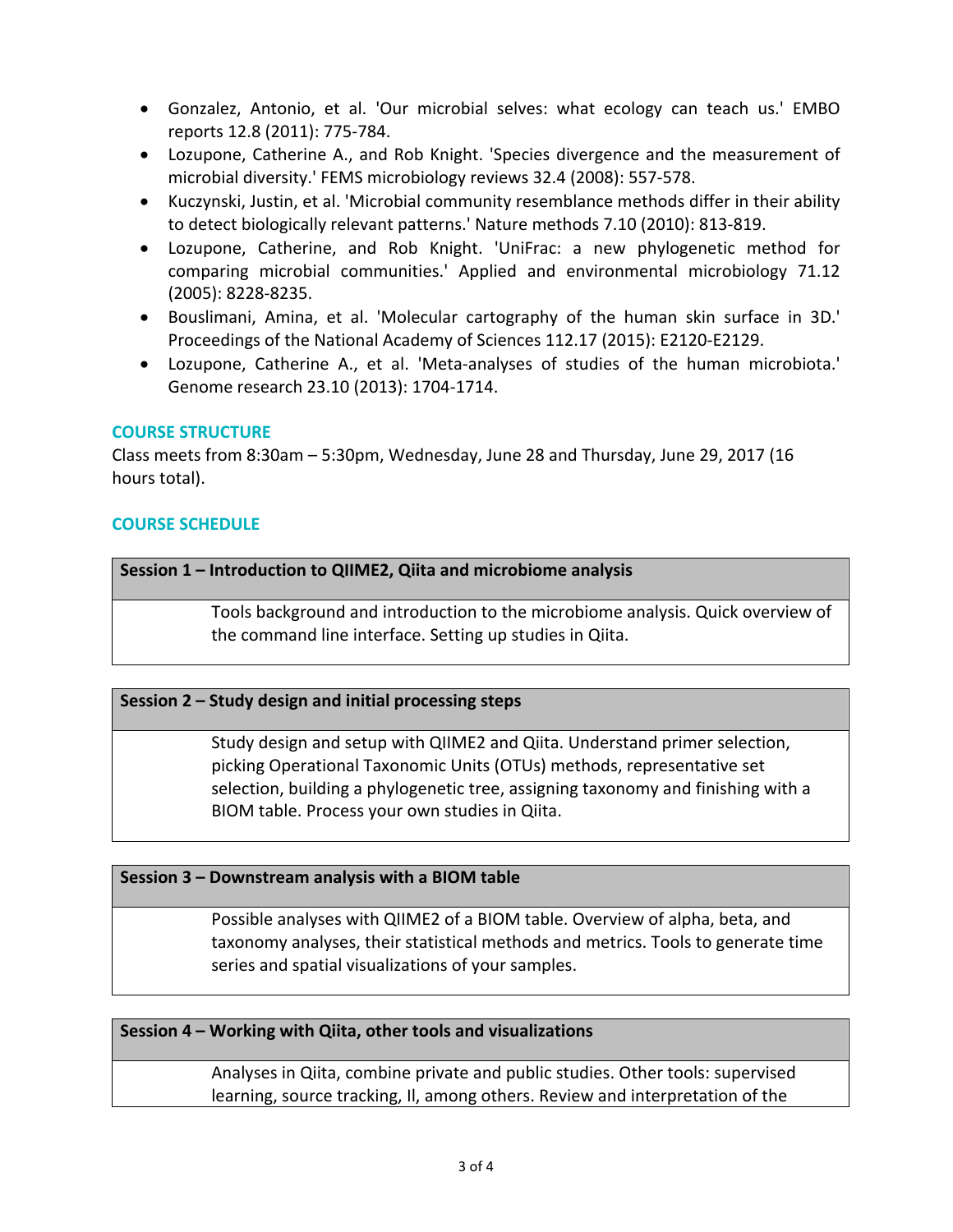- Gonzalez, Antonio, et al. 'Our microbial selves: what ecology can teach us.' EMBO reports 12.8 (2011): 775-784.
- Lozupone, Catherine A., and Rob Knight. 'Species divergence and the measurement of microbial diversity.' FEMS microbiology reviews 32.4 (2008): 557-578.
- Kuczynski, Justin, et al. 'Microbial community resemblance methods differ in their ability to detect biologically relevant patterns.' Nature methods 7.10 (2010): 813-819.
- Lozupone, Catherine, and Rob Knight. 'UniFrac: a new phylogenetic method for comparing microbial communities.' Applied and environmental microbiology 71.12 (2005): 8228-8235.
- Bouslimani, Amina, et al. 'Molecular cartography of the human skin surface in 3D.' Proceedings of the National Academy of Sciences 112.17 (2015): E2120-E2129.
- Lozupone, Catherine A., et al. 'Meta-analyses of studies of the human microbiota.' Genome research 23.10 (2013): 1704-1714.

## COURSE STRUCTURE

Class meets from 8:30am – 5:30pm, Wednesday, June 28 and Thursday, June 29, 2017 (16 hours total).

## COURSE SCHEDULE

| Session 1 – Introduction to QIIME2, Qiita and microbiome analysis |
| --- |
| Tools background and introduction to the microbiome analysis. Quick overview of the command line interface. Setting up studies in Qiita. |

| Session 2 – Study design and initial processing steps |
| --- |
| Study design and setup with QIIME2 and Qiita. Understand primer selection, picking Operational Taxonomic Units (OTUs) methods, representative set selection, building a phylogenetic tree, assigning taxonomy and finishing with a BIOM table. Process your own studies in Qiita. |

| Session 3 – Downstream analysis with a BIOM table |
| --- |
| Possible analyses with QIIME2 of a BIOM table. Overview of alpha, beta, and taxonomy analyses, their statistical methods and metrics. Tools to generate time series and spatial visualizations of your samples. |

| Session 4 – Working with Qiita, other tools and visualizations |
| --- |
| Analyses in Qiita, combine private and public studies. Other tools: supervised learning, source tracking, Il, among others. Review and interpretation of the |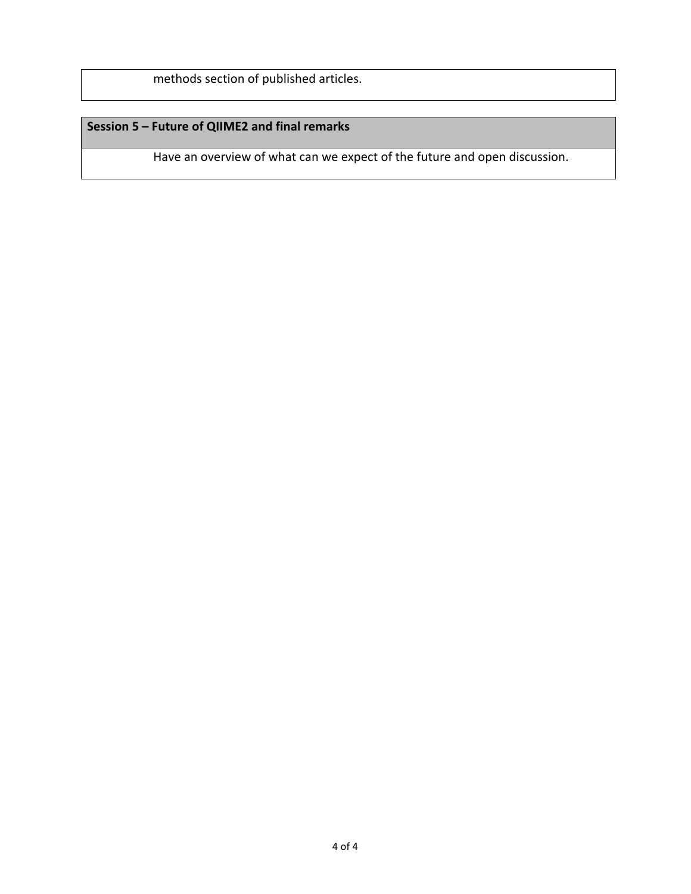| |
|---|
| methods section of published articles. |

| Session 5 – Future of QIIME2 and final remarks |
|---|
| Have an overview of what can we expect of the future and open discussion. |